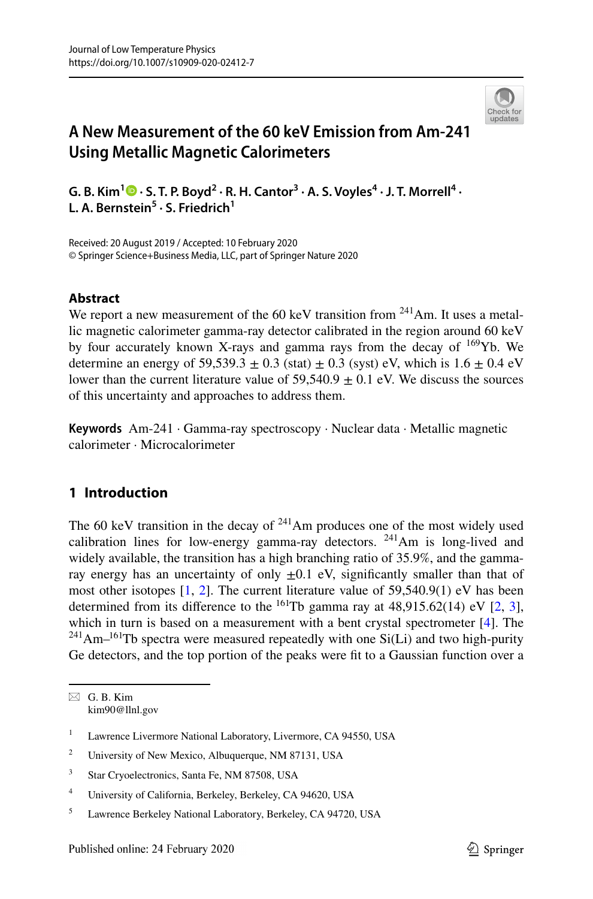Journal of Low Temperature Physics
https://doi.org/10.1007/s10909-020-02412-7

# A New Measurement of the 60 keV Emission from Am-241 Using Metallic Magnetic Calorimeters

**G. B. Kim[1] · S. T. P. Boyd[2] · R. H. Cantor[3] · A. S. Voyles[4] · J. T. Morrell[4] · L. A. Bernstein[5] · S. Friedrich[1]**

Received: 20 August 2019 / Accepted: 10 February 2020
© Springer Science+Business Media, LLC, part of Springer Nature 2020

## Abstract

We report a new measurement of the 60 keV transition from $^{241}$Am. It uses a metallic magnetic calorimeter gamma-ray detector calibrated in the region around 60 keV by four accurately known X-rays and gamma rays from the decay of $^{169}$Yb. We determine an energy of 59,539.3 ± 0.3 (stat) ± 0.3 (syst) eV, which is 1.6 ± 0.4 eV lower than the current literature value of 59,540.9 ± 0.1 eV. We discuss the sources of this uncertainty and approaches to address them.

**Keywords** Am-241 · Gamma-ray spectroscopy · Nuclear data · Metallic magnetic calorimeter · Microcalorimeter

## 1 Introduction

The 60 keV transition in the decay of $^{241}$Am produces one of the most widely used calibration lines for low-energy gamma-ray detectors. $^{241}$Am is long-lived and widely available, the transition has a high branching ratio of 35.9%, and the gamma-ray energy has an uncertainty of only ±0.1 eV, significantly smaller than that of most other isotopes [1, 2]. The current literature value of 59,540.9(1) eV has been determined from its difference to the $^{161}$Tb gamma ray at 48,915.62(14) eV [2, 3], which in turn is based on a measurement with a bent crystal spectrometer [4]. The $^{241}$Am–$^{161}$Tb spectra were measured repeatedly with one Si(Li) and two high-purity Ge detectors, and the top portion of the peaks were fit to a Gaussian function over a

---

✉ G. B. Kim
kim90@llnl.gov

1 Lawrence Livermore National Laboratory, Livermore, CA 94550, USA

2 University of New Mexico, Albuquerque, NM 87131, USA

3 Star Cryoelectronics, Santa Fe, NM 87508, USA

4 University of California, Berkeley, Berkeley, CA 94620, USA

5 Lawrence Berkeley National Laboratory, Berkeley, CA 94720, USA

Published online: 24 February 2020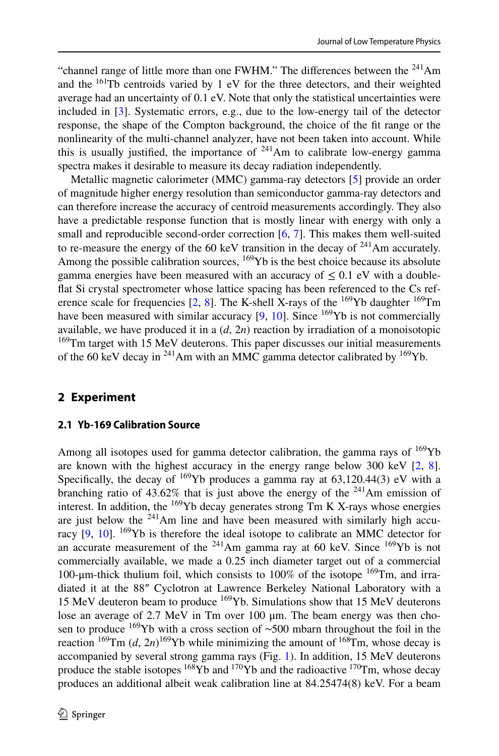"channel range of little more than one FWHM." The differences between the $^{241}$Am and the $^{161}$Tb centroids varied by 1 eV for the three detectors, and their weighted average had an uncertainty of 0.1 eV. Note that only the statistical uncertainties were included in [3]. Systematic errors, e.g., due to the low-energy tail of the detector response, the shape of the Compton background, the choice of the fit range or the nonlinearity of the multi-channel analyzer, have not been taken into account. While this is usually justified, the importance of $^{241}$Am to calibrate low-energy gamma spectra makes it desirable to measure its decay radiation independently.

Metallic magnetic calorimeter (MMC) gamma-ray detectors [5] provide an order of magnitude higher energy resolution than semiconductor gamma-ray detectors and can therefore increase the accuracy of centroid measurements accordingly. They also have a predictable response function that is mostly linear with energy with only a small and reproducible second-order correction [6, 7]. This makes them well-suited to re-measure the energy of the 60 keV transition in the decay of $^{241}$Am accurately. Among the possible calibration sources, $^{169}$Yb is the best choice because its absolute gamma energies have been measured with an accuracy of $\leq$ 0.1 eV with a double-flat Si crystal spectrometer whose lattice spacing has been referenced to the Cs reference scale for frequencies [2, 8]. The K-shell X-rays of the $^{169}$Yb daughter $^{169}$Tm have been measured with similar accuracy [9, 10]. Since $^{169}$Yb is not commercially available, we have produced it in a ($d$, 2$n$) reaction by irradiation of a monoisotopic $^{169}$Tm target with 15 MeV deuterons. This paper discusses our initial measurements of the 60 keV decay in $^{241}$Am with an MMC gamma detector calibrated by $^{169}$Yb.

## 2 Experiment

### 2.1 Yb-169 Calibration Source

Among all isotopes used for gamma detector calibration, the gamma rays of $^{169}$Yb are known with the highest accuracy in the energy range below 300 keV [2, 8]. Specifically, the decay of $^{169}$Yb produces a gamma ray at 63,120.44(3) eV with a branching ratio of 43.62% that is just above the energy of the $^{241}$Am emission of interest. In addition, the $^{169}$Yb decay generates strong Tm K X-rays whose energies are just below the $^{241}$Am line and have been measured with similarly high accuracy [9, 10]. $^{169}$Yb is therefore the ideal isotope to calibrate an MMC detector for an accurate measurement of the $^{241}$Am gamma ray at 60 keV. Since $^{169}$Yb is not commercially available, we made a 0.25 inch diameter target out of a commercial 100-µm-thick thulium foil, which consists to 100% of the isotope $^{169}$Tm, and irradiated it at the 88″ Cyclotron at Lawrence Berkeley National Laboratory with a 15 MeV deuteron beam to produce $^{169}$Yb. Simulations show that 15 MeV deuterons lose an average of 2.7 MeV in Tm over 100 µm. The beam energy was then chosen to produce $^{169}$Yb with a cross section of ~500 mbarn throughout the foil in the reaction $^{169}$Tm ($d$, 2$n$)$^{169}$Yb while minimizing the amount of $^{168}$Tm, whose decay is accompanied by several strong gamma rays (Fig. 1). In addition, 15 MeV deuterons produce the stable isotopes $^{168}$Yb and $^{170}$Yb and the radioactive $^{170}$Tm, whose decay produces an additional albeit weak calibration line at 84.25474(8) keV. For a beam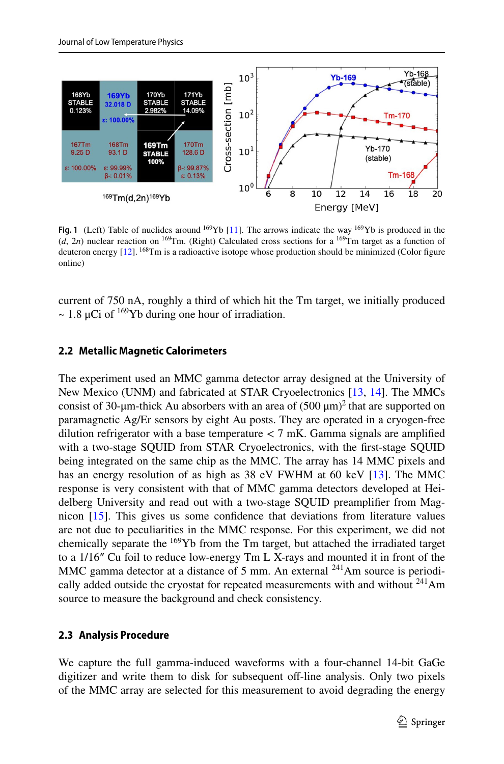**Fig. 1** (Left) Table of nuclides around $^{169}$Yb [11]. The arrows indicate the way $^{169}$Yb is produced in the ($d$, 2$n$) nuclear reaction on $^{169}$Tm. (Right) Calculated cross sections for a $^{169}$Tm target as a function of deuteron energy [12]. $^{168}$Tm is a radioactive isotope whose production should be minimized (Color figure online)

current of 750 nA, roughly a third of which hit the Tm target, we initially produced ~ 1.8 μCi of $^{169}$Yb during one hour of irradiation.

### 2.2 Metallic Magnetic Calorimeters

The experiment used an MMC gamma detector array designed at the University of New Mexico (UNM) and fabricated at STAR Cryoelectronics [13, 14]. The MMCs consist of 30-μm-thick Au absorbers with an area of (500 μm)$^2$ that are supported on paramagnetic Ag/Er sensors by eight Au posts. They are operated in a cryogen-free dilution refrigerator with a base temperature < 7 mK. Gamma signals are amplified with a two-stage SQUID from STAR Cryoelectronics, with the first-stage SQUID being integrated on the same chip as the MMC. The array has 14 MMC pixels and has an energy resolution of as high as 38 eV FWHM at 60 keV [13]. The MMC response is very consistent with that of MMC gamma detectors developed at Heidelberg University and read out with a two-stage SQUID preamplifier from Magnicon [15]. This gives us some confidence that deviations from literature values are not due to peculiarities in the MMC response. For this experiment, we did not chemically separate the $^{169}$Yb from the Tm target, but attached the irradiated target to a 1/16″ Cu foil to reduce low-energy Tm L X-rays and mounted it in front of the MMC gamma detector at a distance of 5 mm. An external $^{241}$Am source is periodically added outside the cryostat for repeated measurements with and without $^{241}$Am source to measure the background and check consistency.

### 2.3 Analysis Procedure

We capture the full gamma-induced waveforms with a four-channel 14-bit GaGe digitizer and write them to disk for subsequent off-line analysis. Only two pixels of the MMC array are selected for this measurement to avoid degrading the energy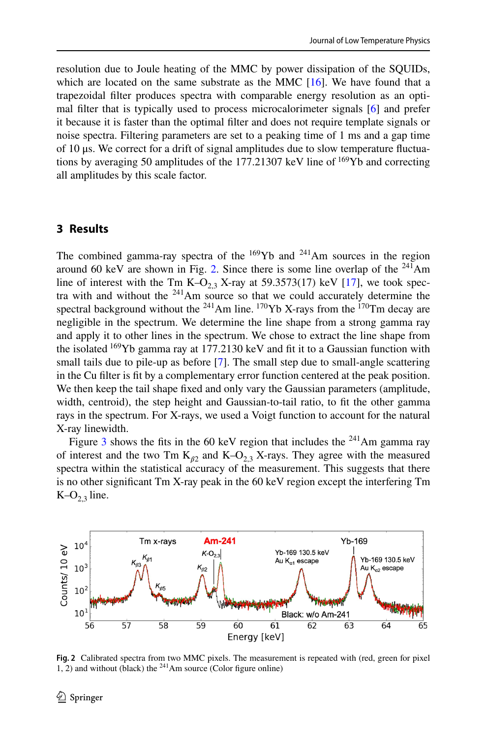resolution due to Joule heating of the MMC by power dissipation of the SQUIDs, which are located on the same substrate as the MMC [16]. We have found that a trapezoidal filter produces spectra with comparable energy resolution as an optimal filter that is typically used to process microcalorimeter signals [6] and prefer it because it is faster than the optimal filter and does not require template signals or noise spectra. Filtering parameters are set to a peaking time of 1 ms and a gap time of 10 µs. We correct for a drift of signal amplitudes due to slow temperature fluctuations by averaging 50 amplitudes of the 177.21307 keV line of $^{169}$Yb and correcting all amplitudes by this scale factor.

## 3 Results

The combined gamma-ray spectra of the $^{169}$Yb and $^{241}$Am sources in the region around 60 keV are shown in Fig. 2. Since there is some line overlap of the $^{241}$Am line of interest with the Tm K–$O_{2,3}$ X-ray at 59.3573(17) keV [17], we took spectra with and without the $^{241}$Am source so that we could accurately determine the spectral background without the $^{241}$Am line. $^{170}$Yb X-rays from the $^{170}$Tm decay are negligible in the spectrum. We determine the line shape from a strong gamma ray and apply it to other lines in the spectrum. We chose to extract the line shape from the isolated $^{169}$Yb gamma ray at 177.2130 keV and fit it to a Gaussian function with small tails due to pile-up as before [7]. The small step due to small-angle scattering in the Cu filter is fit by a complementary error function centered at the peak position. We then keep the tail shape fixed and only vary the Gaussian parameters (amplitude, width, centroid), the step height and Gaussian-to-tail ratio, to fit the other gamma rays in the spectrum. For X-rays, we used a Voigt function to account for the natural X-ray linewidth.

Figure 3 shows the fits in the 60 keV region that includes the $^{241}$Am gamma ray of interest and the two Tm $K_{\beta 2}$ and K–$O_{2,3}$ X-rays. They agree with the measured spectra within the statistical accuracy of the measurement. This suggests that there is no other significant Tm X-ray peak in the 60 keV region except the interfering Tm K–$O_{2,3}$ line.

**Fig. 2** Calibrated spectra from two MMC pixels. The measurement is repeated with (red, green for pixel 1, 2) and without (black) the $^{241}$Am source (Color figure online)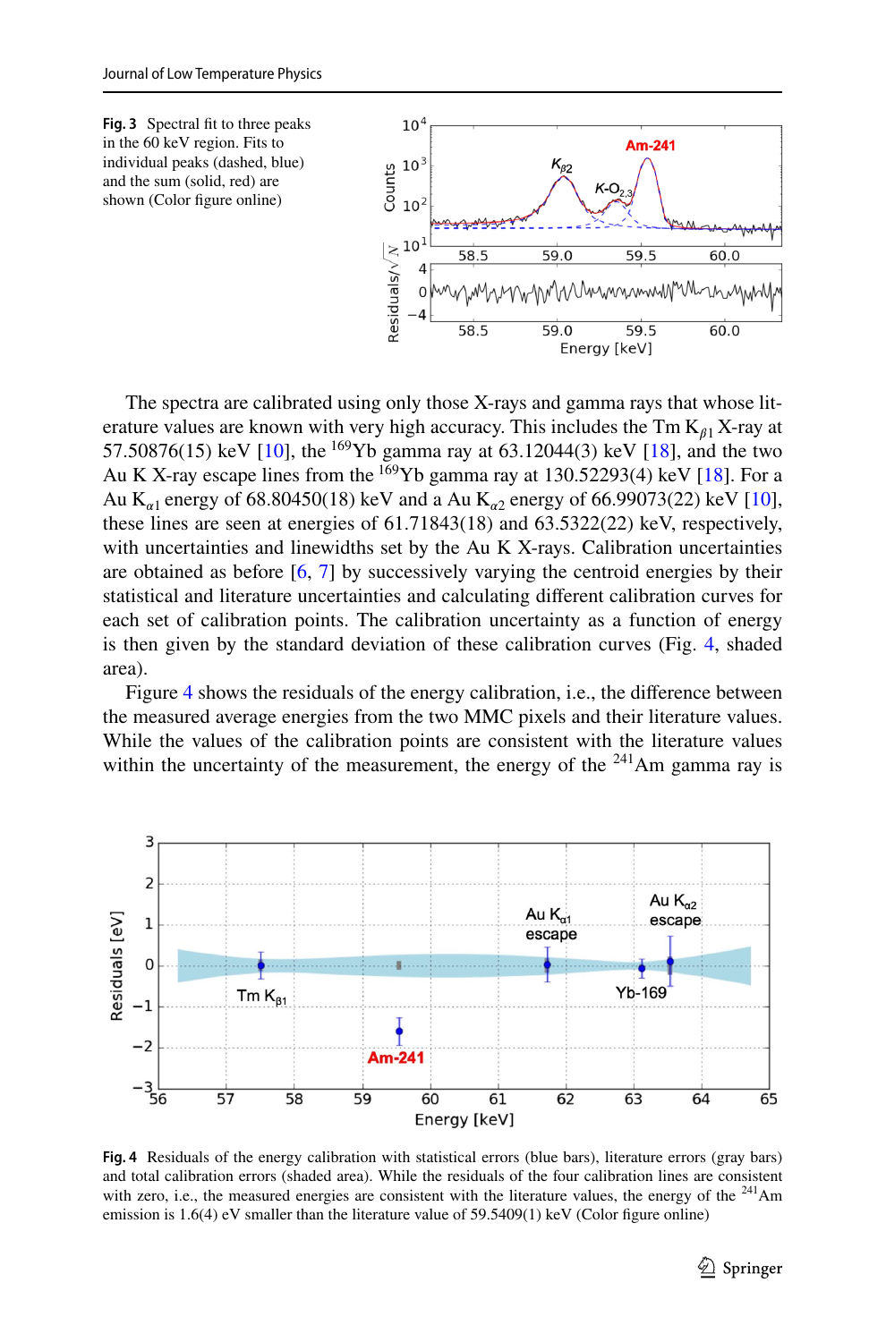**Fig. 3** Spectral fit to three peaks in the 60 keV region. Fits to individual peaks (dashed, blue) and the sum (solid, red) are shown (Color figure online)

The spectra are calibrated using only those X-rays and gamma rays that whose literature values are known with very high accuracy. This includes the Tm $K_{\beta 1}$ X-ray at 57.50876(15) keV [10], the $^{169}$Yb gamma ray at 63.12044(3) keV [18], and the two Au K X-ray escape lines from the $^{169}$Yb gamma ray at 130.52293(4) keV [18]. For a Au $K_{\alpha 1}$ energy of 68.80450(18) keV and a Au $K_{\alpha 2}$ energy of 66.99073(22) keV [10], these lines are seen at energies of 61.71843(18) and 63.5322(22) keV, respectively, with uncertainties and linewidths set by the Au K X-rays. Calibration uncertainties are obtained as before [6, 7] by successively varying the centroid energies by their statistical and literature uncertainties and calculating different calibration curves for each set of calibration points. The calibration uncertainty as a function of energy is then given by the standard deviation of these calibration curves (Fig. 4, shaded area).

Figure 4 shows the residuals of the energy calibration, i.e., the difference between the measured average energies from the two MMC pixels and their literature values. While the values of the calibration points are consistent with the literature values within the uncertainty of the measurement, the energy of the $^{241}$Am gamma ray is

**Fig. 4** Residuals of the energy calibration with statistical errors (blue bars), literature errors (gray bars) and total calibration errors (shaded area). While the residuals of the four calibration lines are consistent with zero, i.e., the measured energies are consistent with the literature values, the energy of the $^{241}$Am emission is 1.6(4) eV smaller than the literature value of 59.5409(1) keV (Color figure online)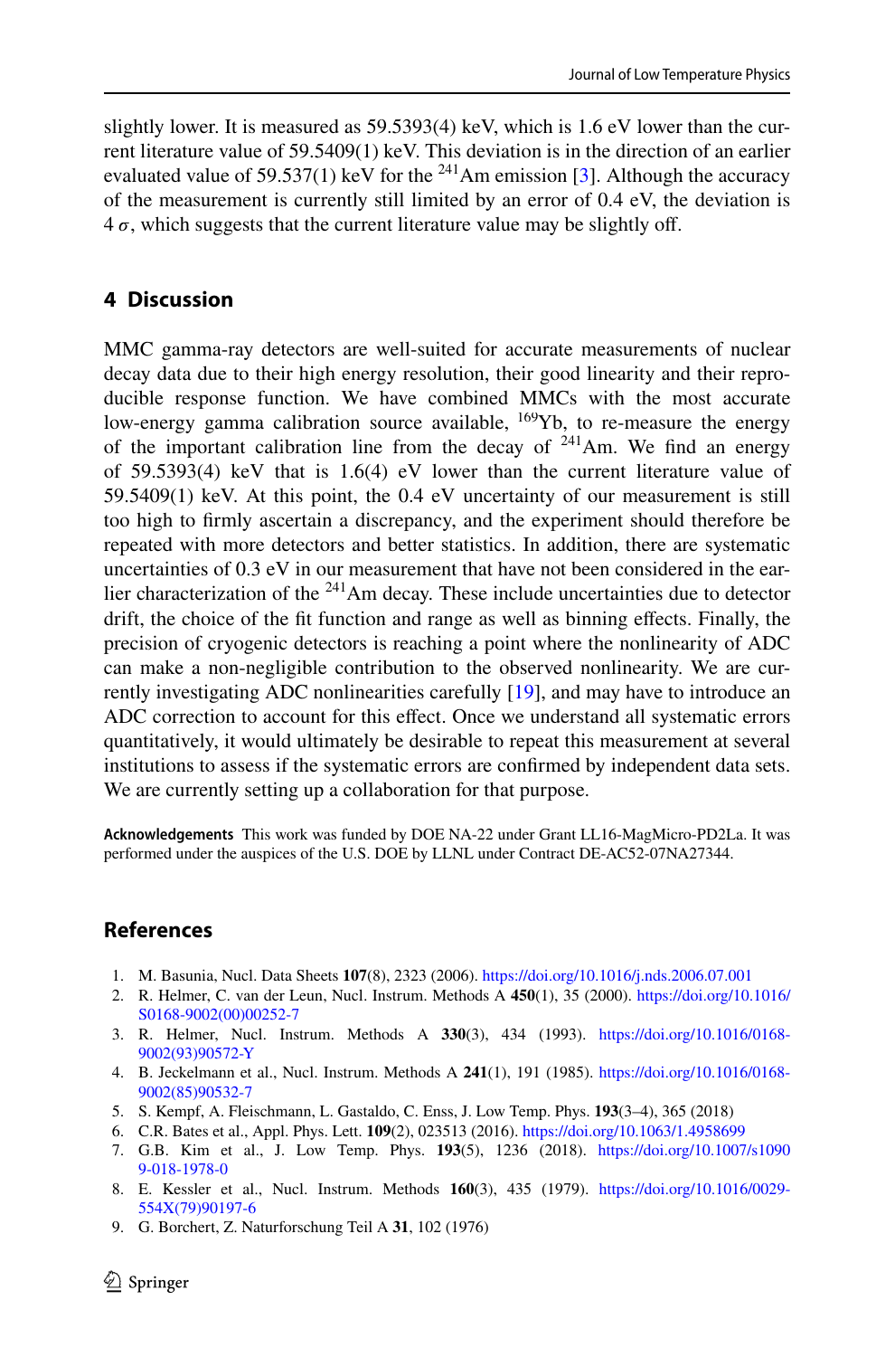slightly lower. It is measured as 59.5393(4) keV, which is 1.6 eV lower than the current literature value of 59.5409(1) keV. This deviation is in the direction of an earlier evaluated value of 59.537(1) keV for the $^{241}$Am emission [3]. Although the accuracy of the measurement is currently still limited by an error of 0.4 eV, the deviation is 4 $\sigma$, which suggests that the current literature value may be slightly off.

## 4 Discussion

MMC gamma-ray detectors are well-suited for accurate measurements of nuclear decay data due to their high energy resolution, their good linearity and their reproducible response function. We have combined MMCs with the most accurate low-energy gamma calibration source available, $^{169}$Yb, to re-measure the energy of the important calibration line from the decay of $^{241}$Am. We find an energy of 59.5393(4) keV that is 1.6(4) eV lower than the current literature value of 59.5409(1) keV. At this point, the 0.4 eV uncertainty of our measurement is still too high to firmly ascertain a discrepancy, and the experiment should therefore be repeated with more detectors and better statistics. In addition, there are systematic uncertainties of 0.3 eV in our measurement that have not been considered in the earlier characterization of the $^{241}$Am decay. These include uncertainties due to detector drift, the choice of the fit function and range as well as binning effects. Finally, the precision of cryogenic detectors is reaching a point where the nonlinearity of ADC can make a non-negligible contribution to the observed nonlinearity. We are currently investigating ADC nonlinearities carefully [19], and may have to introduce an ADC correction to account for this effect. Once we understand all systematic errors quantitatively, it would ultimately be desirable to repeat this measurement at several institutions to assess if the systematic errors are confirmed by independent data sets. We are currently setting up a collaboration for that purpose.

**Acknowledgements** This work was funded by DOE NA-22 under Grant LL16-MagMicro-PD2La. It was performed under the auspices of the U.S. DOE by LLNL under Contract DE-AC52-07NA27344.

## References

1. M. Basunia, Nucl. Data Sheets **107**(8), 2323 (2006). https://doi.org/10.1016/j.nds.2006.07.001
2. R. Helmer, C. van der Leun, Nucl. Instrum. Methods A **450**(1), 35 (2000). https://doi.org/10.1016/S0168-9002(00)00252-7
3. R. Helmer, Nucl. Instrum. Methods A **330**(3), 434 (1993). https://doi.org/10.1016/0168-9002(93)90572-Y
4. B. Jeckelmann et al., Nucl. Instrum. Methods A **241**(1), 191 (1985). https://doi.org/10.1016/0168-9002(85)90532-7
5. S. Kempf, A. Fleischmann, L. Gastaldo, C. Enss, J. Low Temp. Phys. **193**(3–4), 365 (2018)
6. C.R. Bates et al., Appl. Phys. Lett. **109**(2), 023513 (2016). https://doi.org/10.1063/1.4958699
7. G.B. Kim et al., J. Low Temp. Phys. **193**(5), 1236 (2018). https://doi.org/10.1007/s10909-018-1978-0
8. E. Kessler et al., Nucl. Instrum. Methods **160**(3), 435 (1979). https://doi.org/10.1016/0029-554X(79)90197-6
9. G. Borchert, Z. Naturforschung Teil A **31**, 102 (1976)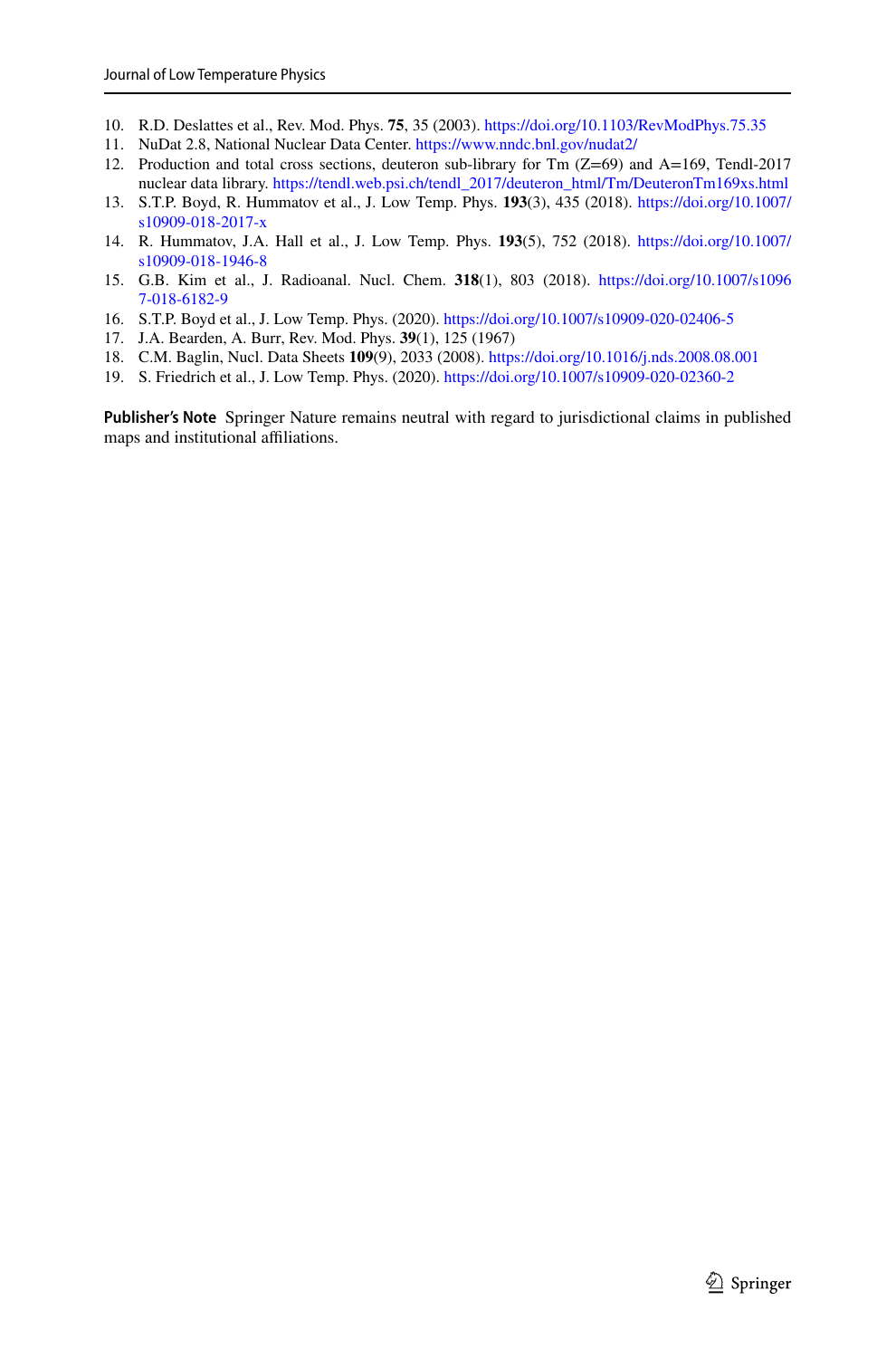10. R.D. Deslattes et al., Rev. Mod. Phys. **75**, 35 (2003). https://doi.org/10.1103/RevModPhys.75.35
11. NuDat 2.8, National Nuclear Data Center. https://www.nndc.bnl.gov/nudat2/
12. Production and total cross sections, deuteron sub-library for Tm (Z=69) and A=169, Tendl-2017 nuclear data library. https://tendl.web.psi.ch/tendl_2017/deuteron_html/Tm/DeuteronTm169xs.html
13. S.T.P. Boyd, R. Hummatov et al., J. Low Temp. Phys. **193**(3), 435 (2018). https://doi.org/10.1007/s10909-018-2017-x
14. R. Hummatov, J.A. Hall et al., J. Low Temp. Phys. **193**(5), 752 (2018). https://doi.org/10.1007/s10909-018-1946-8
15. G.B. Kim et al., J. Radioanal. Nucl. Chem. **318**(1), 803 (2018). https://doi.org/10.1007/s10967-018-6182-9
16. S.T.P. Boyd et al., J. Low Temp. Phys. (2020). https://doi.org/10.1007/s10909-020-02406-5
17. J.A. Bearden, A. Burr, Rev. Mod. Phys. **39**(1), 125 (1967)
18. C.M. Baglin, Nucl. Data Sheets **109**(9), 2033 (2008). https://doi.org/10.1016/j.nds.2008.08.001
19. S. Friedrich et al., J. Low Temp. Phys. (2020). https://doi.org/10.1007/s10909-020-02360-2

**Publisher's Note** Springer Nature remains neutral with regard to jurisdictional claims in published maps and institutional affiliations.